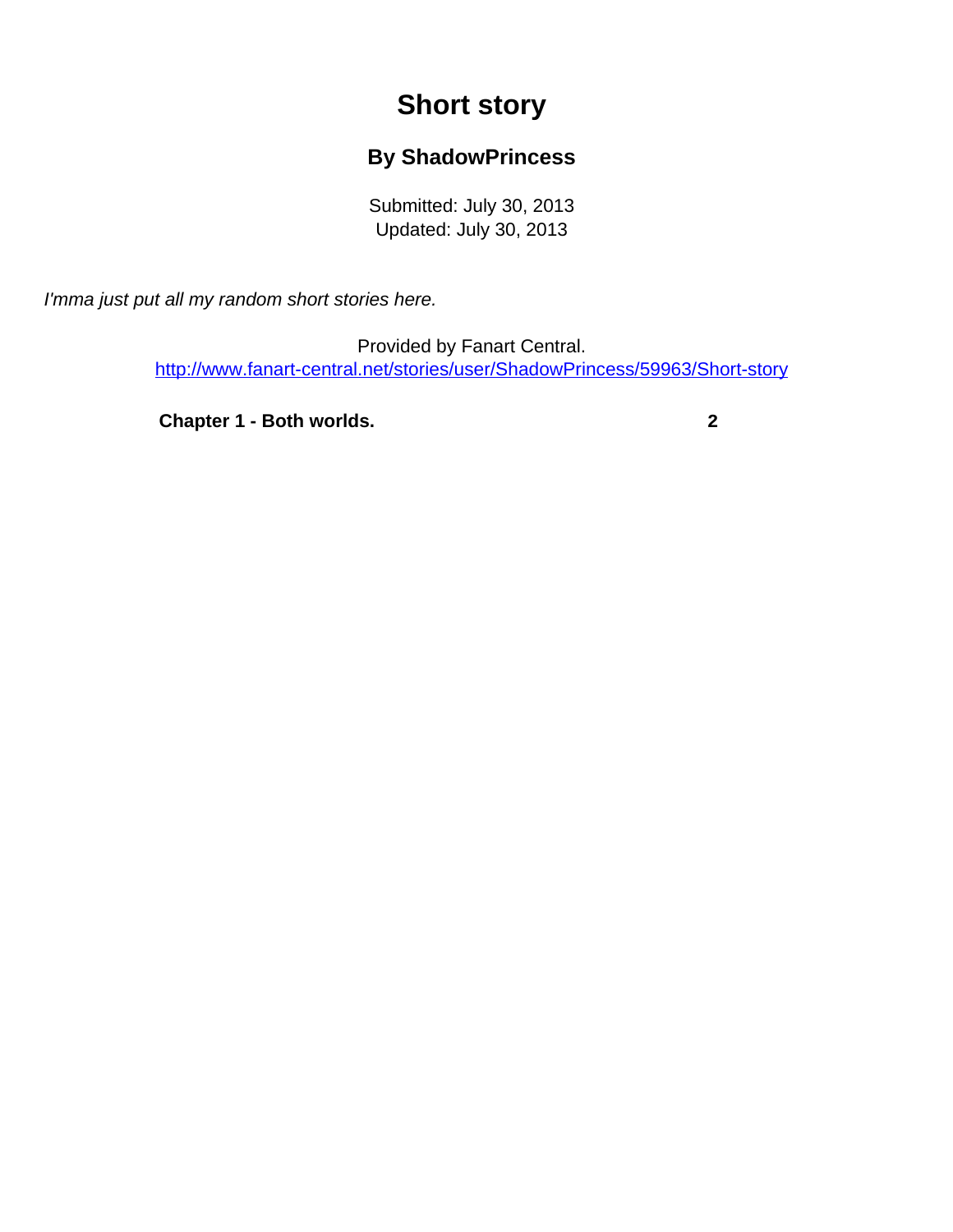# Short story

### By ShadowPrincess

Submitted: July 30, 2013
Updated: July 30, 2013

*I'mma just put all my random short stories here.*

Provided by Fanart Central.
http://www.fanart-central.net/stories/user/ShadowPrincess/59963/Short-story

**Chapter 1 - Both worlds.** **2**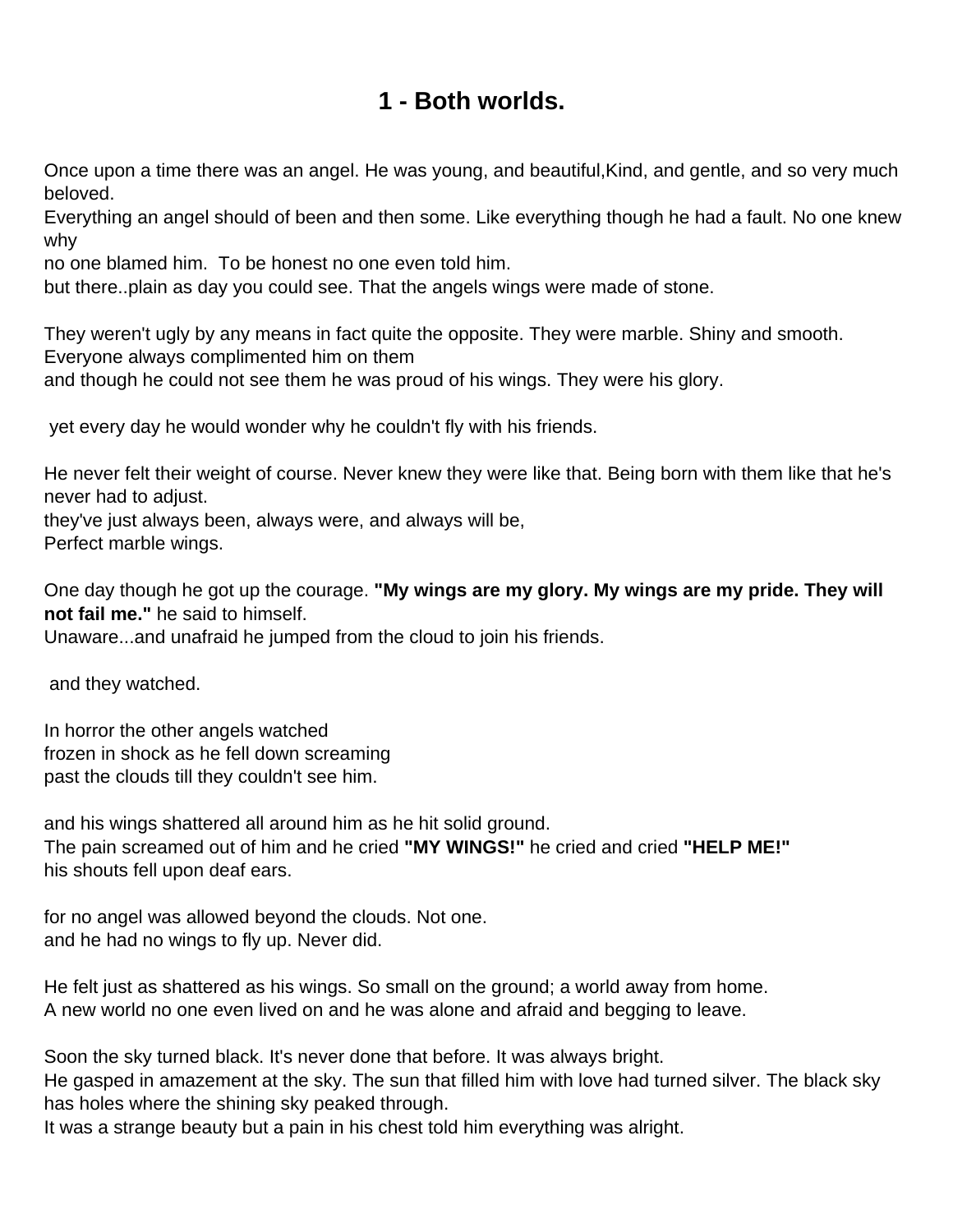# 1 - Both worlds.

Once upon a time there was an angel. He was young, and beautiful,Kind, and gentle, and so very much beloved.
Everything an angel should of been and then some. Like everything though he had a fault. No one knew why
no one blamed him.  To be honest no one even told him.
but there..plain as day you could see. That the angels wings were made of stone.

They weren't ugly by any means in fact quite the opposite. They were marble. Shiny and smooth. Everyone always complimented him on them
and though he could not see them he was proud of his wings. They were his glory.

yet every day he would wonder why he couldn't fly with his friends.

He never felt their weight of course. Never knew they were like that. Being born with them like that he's never had to adjust.
they've just always been, always were, and always will be,
Perfect marble wings.

One day though he got up the courage. **"My wings are my glory. My wings are my pride. They will not fail me."** he said to himself.
Unaware...and unafraid he jumped from the cloud to join his friends.

and they watched.

In horror the other angels watched
frozen in shock as he fell down screaming
past the clouds till they couldn't see him.

and his wings shattered all around him as he hit solid ground.
The pain screamed out of him and he cried **"MY WINGS!"** he cried and cried **"HELP ME!"**
his shouts fell upon deaf ears.

for no angel was allowed beyond the clouds. Not one.
and he had no wings to fly up. Never did.

He felt just as shattered as his wings. So small on the ground; a world away from home.
A new world no one even lived on and he was alone and afraid and begging to leave.

Soon the sky turned black. It's never done that before. It was always bright.
He gasped in amazement at the sky. The sun that filled him with love had turned silver. The black sky has holes where the shining sky peaked through.
It was a strange beauty but a pain in his chest told him everything was alright.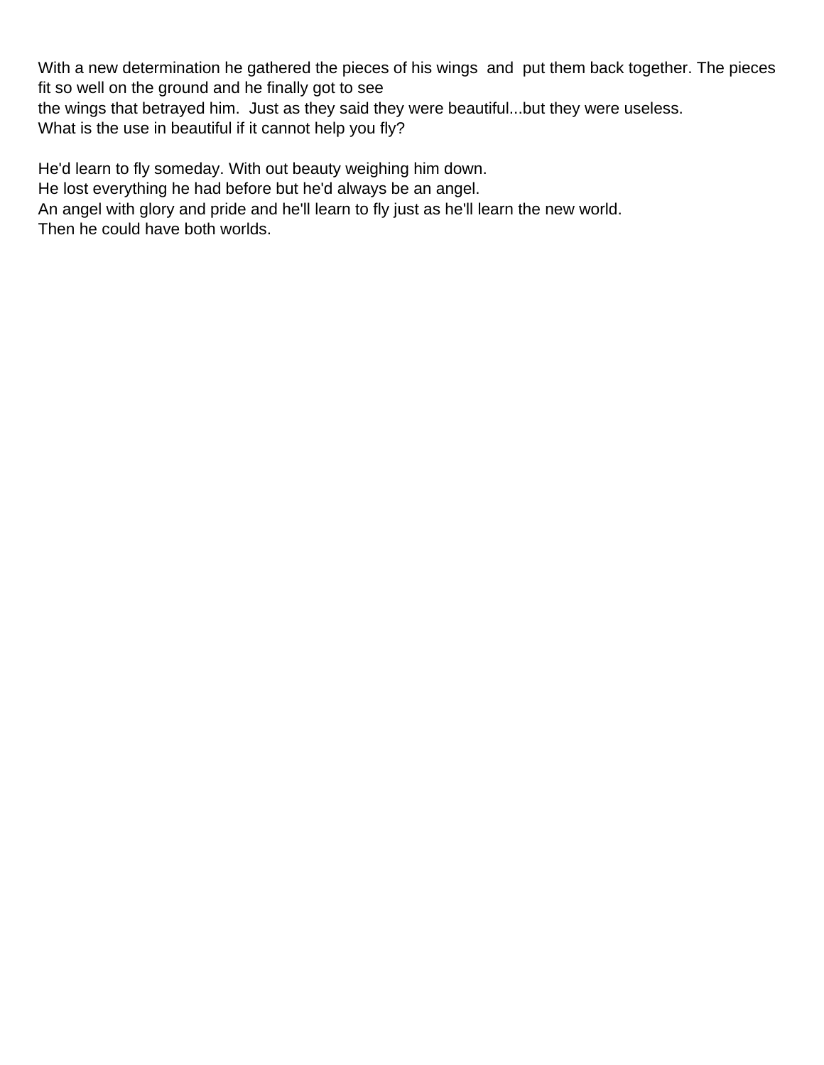With a new determination he gathered the pieces of his wings and put them back together. The pieces fit so well on the ground and he finally got to see
the wings that betrayed him. Just as they said they were beautiful...but they were useless.
What is the use in beautiful if it cannot help you fly?

He'd learn to fly someday. With out beauty weighing him down.
He lost everything he had before but he'd always be an angel.
An angel with glory and pride and he'll learn to fly just as he'll learn the new world.
Then he could have both worlds.